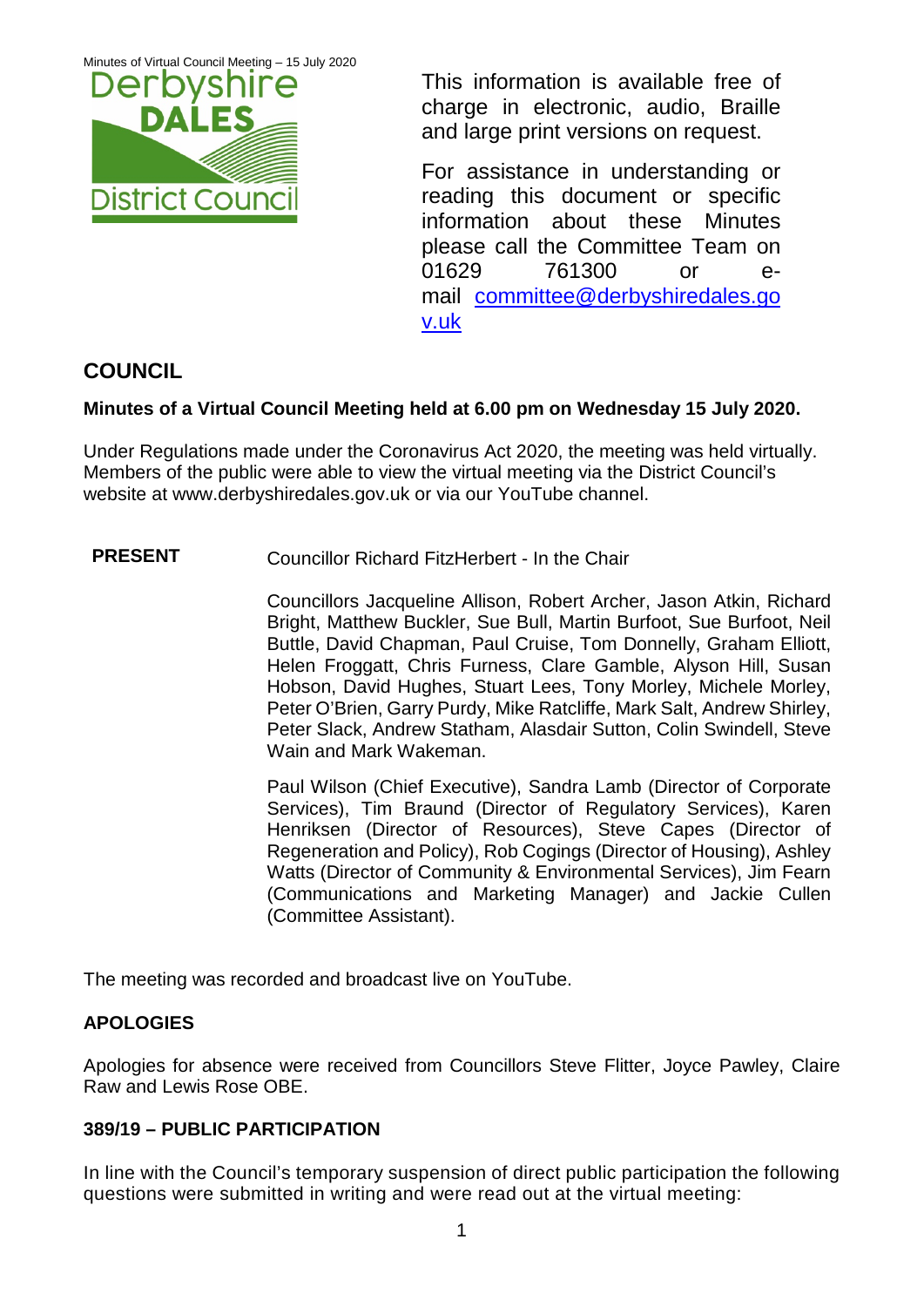Minutes of Virtual Council Meeting – 15 July 2020

This information is available free of charge in electronic, audio, Braille and large print versions on request.

For assistance in understanding or reading this document or specific information about these Minutes please call the Committee Team on 01629 761300 or e-mail committee@derbyshiredales.gov.uk

## COUNCIL

**Minutes of a Virtual Council Meeting held at 6.00 pm on Wednesday 15 July 2020.**

Under Regulations made under the Coronavirus Act 2020, the meeting was held virtually. Members of the public were able to view the virtual meeting via the District Council's website at www.derbyshiredales.gov.uk or via our YouTube channel.

**PRESENT** Councillor Richard FitzHerbert - In the Chair

Councillors Jacqueline Allison, Robert Archer, Jason Atkin, Richard Bright, Matthew Buckler, Sue Bull, Martin Burfoot, Sue Burfoot, Neil Buttle, David Chapman, Paul Cruise, Tom Donnelly, Graham Elliott, Helen Froggatt, Chris Furness, Clare Gamble, Alyson Hill, Susan Hobson, David Hughes, Stuart Lees, Tony Morley, Michele Morley, Peter O'Brien, Garry Purdy, Mike Ratcliffe, Mark Salt, Andrew Shirley, Peter Slack, Andrew Statham, Alasdair Sutton, Colin Swindell, Steve Wain and Mark Wakeman.

Paul Wilson (Chief Executive), Sandra Lamb (Director of Corporate Services), Tim Braund (Director of Regulatory Services), Karen Henriksen (Director of Resources), Steve Capes (Director of Regeneration and Policy), Rob Cogings (Director of Housing), Ashley Watts (Director of Community & Environmental Services), Jim Fearn (Communications and Marketing Manager) and Jackie Cullen (Committee Assistant).

The meeting was recorded and broadcast live on YouTube.

### APOLOGIES

Apologies for absence were received from Councillors Steve Flitter, Joyce Pawley, Claire Raw and Lewis Rose OBE.

### 389/19 – PUBLIC PARTICIPATION

In line with the Council's temporary suspension of direct public participation the following questions were submitted in writing and were read out at the virtual meeting: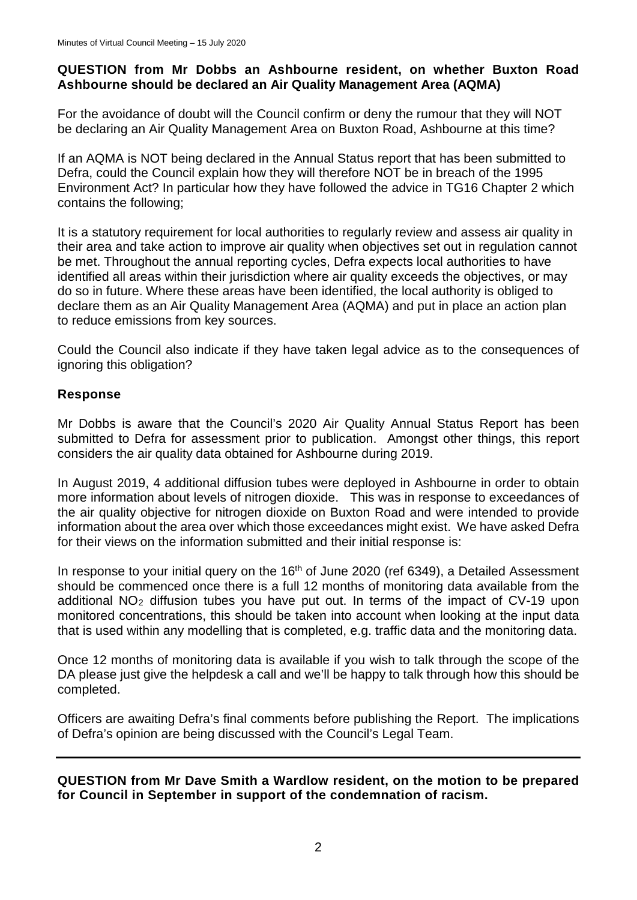**QUESTION from Mr Dobbs an Ashbourne resident, on whether Buxton Road Ashbourne should be declared an Air Quality Management Area (AQMA)**

For the avoidance of doubt will the Council confirm or deny the rumour that they will NOT be declaring an Air Quality Management Area on Buxton Road, Ashbourne at this time?

If an AQMA is NOT being declared in the Annual Status report that has been submitted to Defra, could the Council explain how they will therefore NOT be in breach of the 1995 Environment Act? In particular how they have followed the advice in TG16 Chapter 2 which contains the following;

It is a statutory requirement for local authorities to regularly review and assess air quality in their area and take action to improve air quality when objectives set out in regulation cannot be met. Throughout the annual reporting cycles, Defra expects local authorities to have identified all areas within their jurisdiction where air quality exceeds the objectives, or may do so in future. Where these areas have been identified, the local authority is obliged to declare them as an Air Quality Management Area (AQMA) and put in place an action plan to reduce emissions from key sources.

Could the Council also indicate if they have taken legal advice as to the consequences of ignoring this obligation?

**Response**

Mr Dobbs is aware that the Council's 2020 Air Quality Annual Status Report has been submitted to Defra for assessment prior to publication. Amongst other things, this report considers the air quality data obtained for Ashbourne during 2019.

In August 2019, 4 additional diffusion tubes were deployed in Ashbourne in order to obtain more information about levels of nitrogen dioxide. This was in response to exceedances of the air quality objective for nitrogen dioxide on Buxton Road and were intended to provide information about the area over which those exceedances might exist. We have asked Defra for their views on the information submitted and their initial response is:

In response to your initial query on the 16th of June 2020 (ref 6349), a Detailed Assessment should be commenced once there is a full 12 months of monitoring data available from the additional $NO_2$ diffusion tubes you have put out. In terms of the impact of CV-19 upon monitored concentrations, this should be taken into account when looking at the input data that is used within any modelling that is completed, e.g. traffic data and the monitoring data.

Once 12 months of monitoring data is available if you wish to talk through the scope of the DA please just give the helpdesk a call and we'll be happy to talk through how this should be completed.

Officers are awaiting Defra's final comments before publishing the Report. The implications of Defra's opinion are being discussed with the Council's Legal Team.

---

**QUESTION from Mr Dave Smith a Wardlow resident, on the motion to be prepared for Council in September in support of the condemnation of racism.**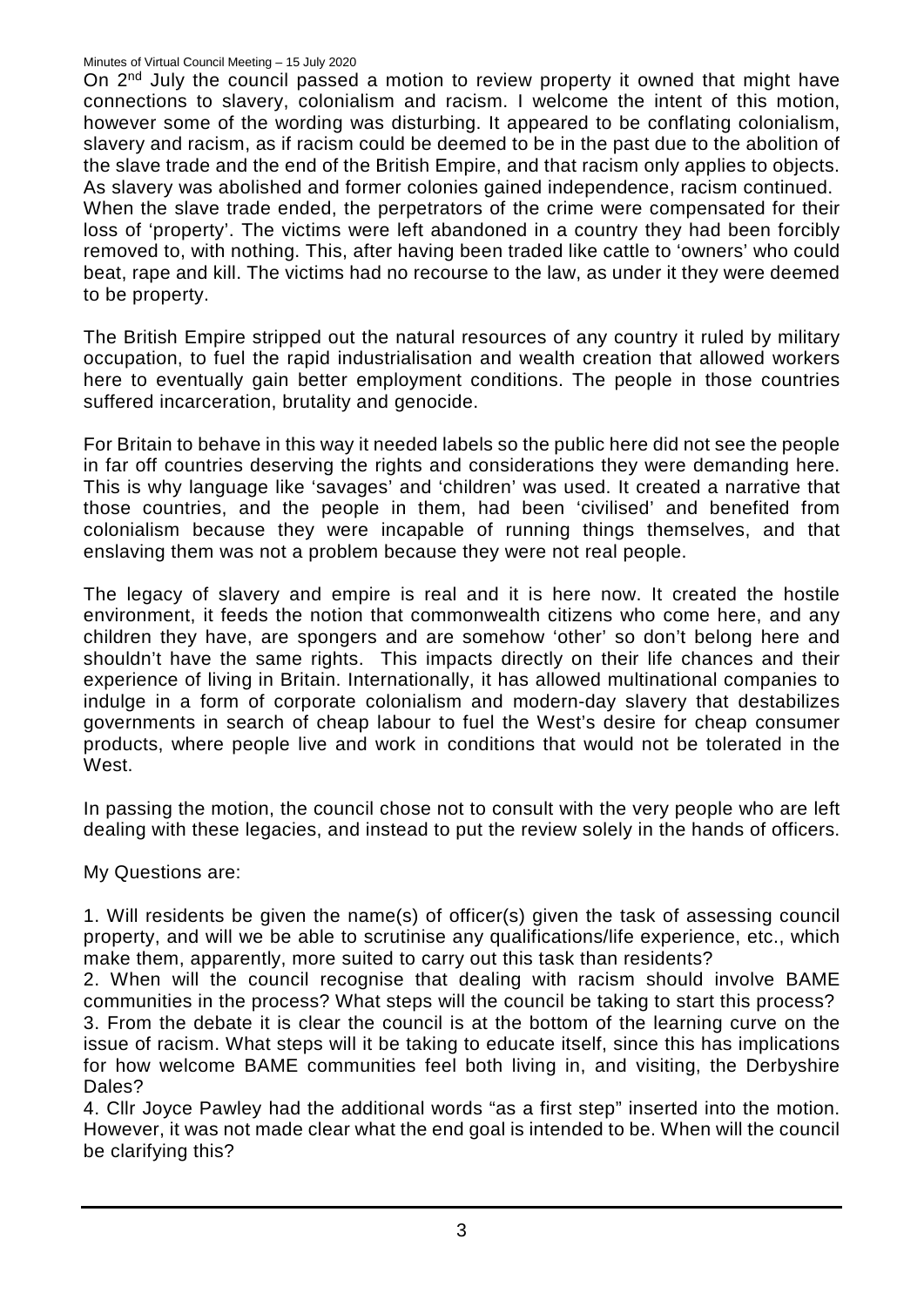On 2nd July the council passed a motion to review property it owned that might have connections to slavery, colonialism and racism. I welcome the intent of this motion, however some of the wording was disturbing. It appeared to be conflating colonialism, slavery and racism, as if racism could be deemed to be in the past due to the abolition of the slave trade and the end of the British Empire, and that racism only applies to objects. As slavery was abolished and former colonies gained independence, racism continued. When the slave trade ended, the perpetrators of the crime were compensated for their loss of 'property'. The victims were left abandoned in a country they had been forcibly removed to, with nothing. This, after having been traded like cattle to 'owners' who could beat, rape and kill. The victims had no recourse to the law, as under it they were deemed to be property.

The British Empire stripped out the natural resources of any country it ruled by military occupation, to fuel the rapid industrialisation and wealth creation that allowed workers here to eventually gain better employment conditions. The people in those countries suffered incarceration, brutality and genocide.

For Britain to behave in this way it needed labels so the public here did not see the people in far off countries deserving the rights and considerations they were demanding here. This is why language like 'savages' and 'children' was used. It created a narrative that those countries, and the people in them, had been 'civilised' and benefited from colonialism because they were incapable of running things themselves, and that enslaving them was not a problem because they were not real people.

The legacy of slavery and empire is real and it is here now. It created the hostile environment, it feeds the notion that commonwealth citizens who come here, and any children they have, are spongers and are somehow 'other' so don't belong here and shouldn't have the same rights. This impacts directly on their life chances and their experience of living in Britain. Internationally, it has allowed multinational companies to indulge in a form of corporate colonialism and modern-day slavery that destabilizes governments in search of cheap labour to fuel the West's desire for cheap consumer products, where people live and work in conditions that would not be tolerated in the West.

In passing the motion, the council chose not to consult with the very people who are left dealing with these legacies, and instead to put the review solely in the hands of officers.

My Questions are:

1. Will residents be given the name(s) of officer(s) given the task of assessing council property, and will we be able to scrutinise any qualifications/life experience, etc., which make them, apparently, more suited to carry out this task than residents?
2. When will the council recognise that dealing with racism should involve BAME communities in the process? What steps will the council be taking to start this process?
3. From the debate it is clear the council is at the bottom of the learning curve on the issue of racism. What steps will it be taking to educate itself, since this has implications for how welcome BAME communities feel both living in, and visiting, the Derbyshire Dales?
4. Cllr Joyce Pawley had the additional words "as a first step" inserted into the motion. However, it was not made clear what the end goal is intended to be. When will the council be clarifying this?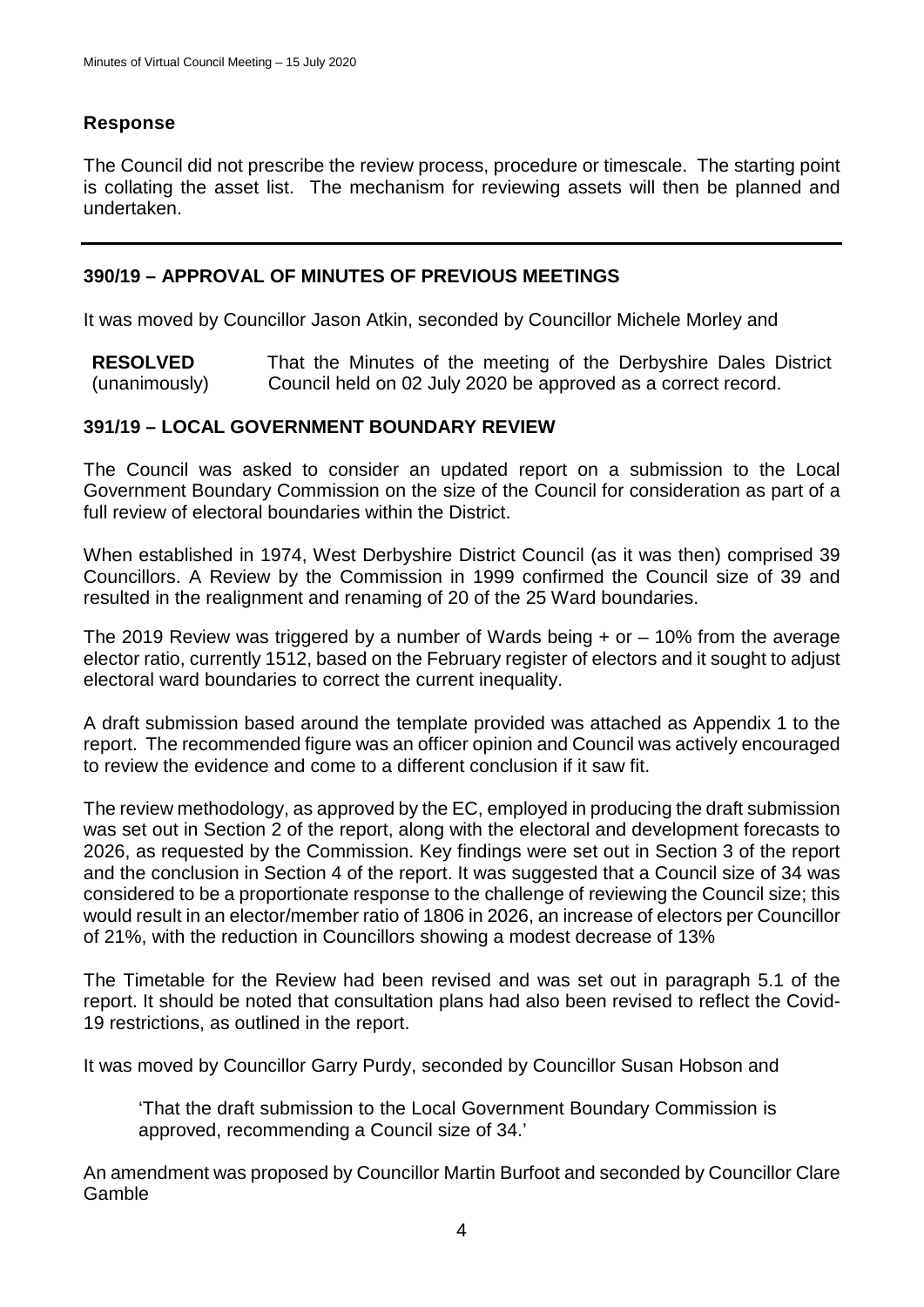### Response

The Council did not prescribe the review process, procedure or timescale. The starting point is collating the asset list. The mechanism for reviewing assets will then be planned and undertaken.

---

## 390/19 – APPROVAL OF MINUTES OF PREVIOUS MEETINGS

It was moved by Councillor Jason Atkin, seconded by Councillor Michele Morley and

**RESOLVED** (unanimously) That the Minutes of the meeting of the Derbyshire Dales District Council held on 02 July 2020 be approved as a correct record.

## 391/19 – LOCAL GOVERNMENT BOUNDARY REVIEW

The Council was asked to consider an updated report on a submission to the Local Government Boundary Commission on the size of the Council for consideration as part of a full review of electoral boundaries within the District.

When established in 1974, West Derbyshire District Council (as it was then) comprised 39 Councillors. A Review by the Commission in 1999 confirmed the Council size of 39 and resulted in the realignment and renaming of 20 of the 25 Ward boundaries.

The 2019 Review was triggered by a number of Wards being + or – 10% from the average elector ratio, currently 1512, based on the February register of electors and it sought to adjust electoral ward boundaries to correct the current inequality.

A draft submission based around the template provided was attached as Appendix 1 to the report. The recommended figure was an officer opinion and Council was actively encouraged to review the evidence and come to a different conclusion if it saw fit.

The review methodology, as approved by the EC, employed in producing the draft submission was set out in Section 2 of the report, along with the electoral and development forecasts to 2026, as requested by the Commission. Key findings were set out in Section 3 of the report and the conclusion in Section 4 of the report. It was suggested that a Council size of 34 was considered to be a proportionate response to the challenge of reviewing the Council size; this would result in an elector/member ratio of 1806 in 2026, an increase of electors per Councillor of 21%, with the reduction in Councillors showing a modest decrease of 13%

The Timetable for the Review had been revised and was set out in paragraph 5.1 of the report. It should be noted that consultation plans had also been revised to reflect the Covid-19 restrictions, as outlined in the report.

It was moved by Councillor Garry Purdy, seconded by Councillor Susan Hobson and

> 'That the draft submission to the Local Government Boundary Commission is approved, recommending a Council size of 34.'

An amendment was proposed by Councillor Martin Burfoot and seconded by Councillor Clare Gamble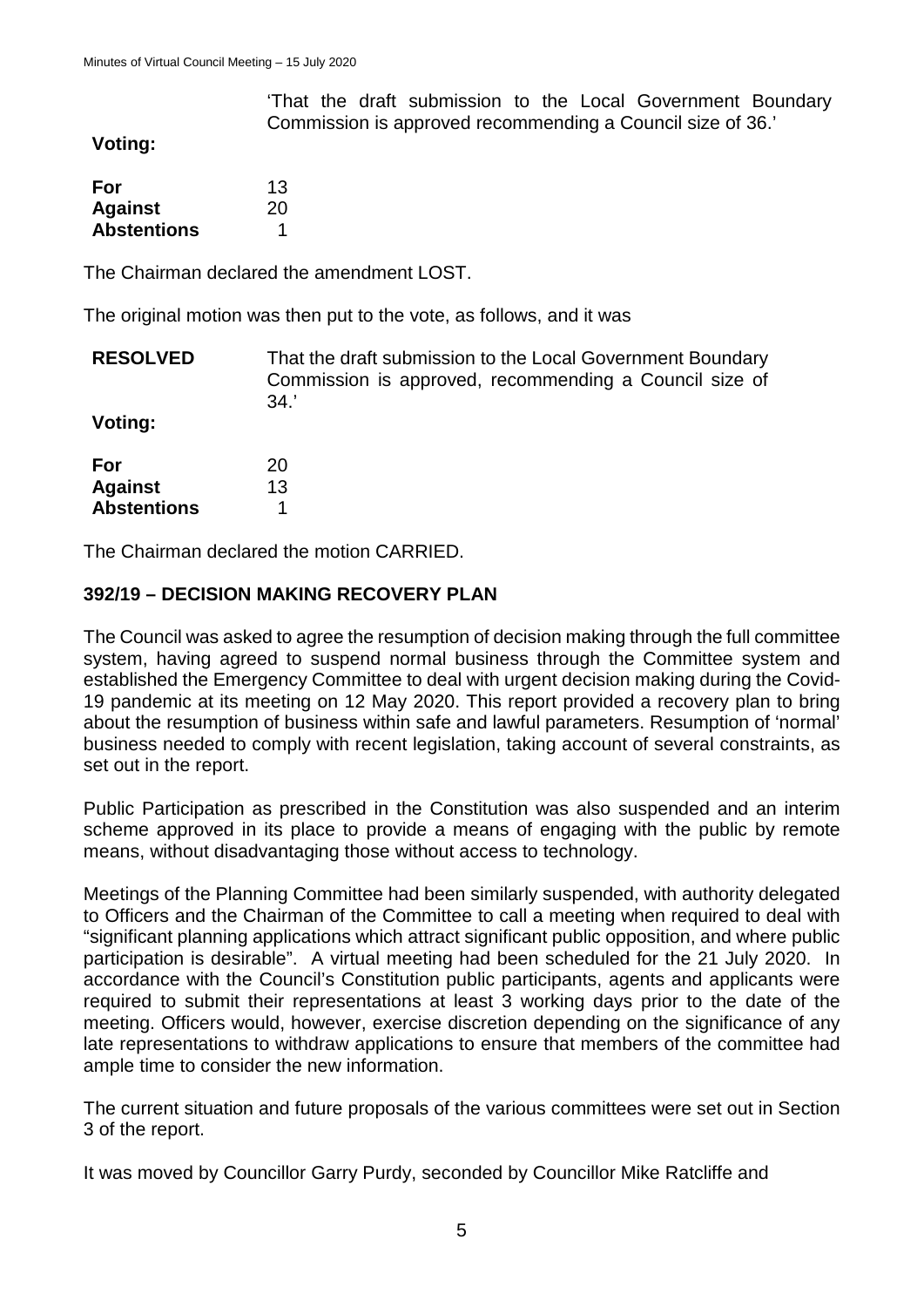'That the draft submission to the Local Government Boundary Commission is approved recommending a Council size of 36.'

**Voting:**

| | |
|---|---|
| **For** | 13 |
| **Against** | 20 |
| **Abstentions** | 1 |

The Chairman declared the amendment LOST.

The original motion was then put to the vote, as follows, and it was

**RESOLVED** That the draft submission to the Local Government Boundary Commission is approved, recommending a Council size of 34.'

**Voting:**

| | |
|---|---|
| **For** | 20 |
| **Against** | 13 |
| **Abstentions** | 1 |

The Chairman declared the motion CARRIED.

## 392/19 – DECISION MAKING RECOVERY PLAN

The Council was asked to agree the resumption of decision making through the full committee system, having agreed to suspend normal business through the Committee system and established the Emergency Committee to deal with urgent decision making during the Covid-19 pandemic at its meeting on 12 May 2020. This report provided a recovery plan to bring about the resumption of business within safe and lawful parameters. Resumption of 'normal' business needed to comply with recent legislation, taking account of several constraints, as set out in the report.

Public Participation as prescribed in the Constitution was also suspended and an interim scheme approved in its place to provide a means of engaging with the public by remote means, without disadvantaging those without access to technology.

Meetings of the Planning Committee had been similarly suspended, with authority delegated to Officers and the Chairman of the Committee to call a meeting when required to deal with "significant planning applications which attract significant public opposition, and where public participation is desirable". A virtual meeting had been scheduled for the 21 July 2020. In accordance with the Council's Constitution public participants, agents and applicants were required to submit their representations at least 3 working days prior to the date of the meeting. Officers would, however, exercise discretion depending on the significance of any late representations to withdraw applications to ensure that members of the committee had ample time to consider the new information.

The current situation and future proposals of the various committees were set out in Section 3 of the report.

It was moved by Councillor Garry Purdy, seconded by Councillor Mike Ratcliffe and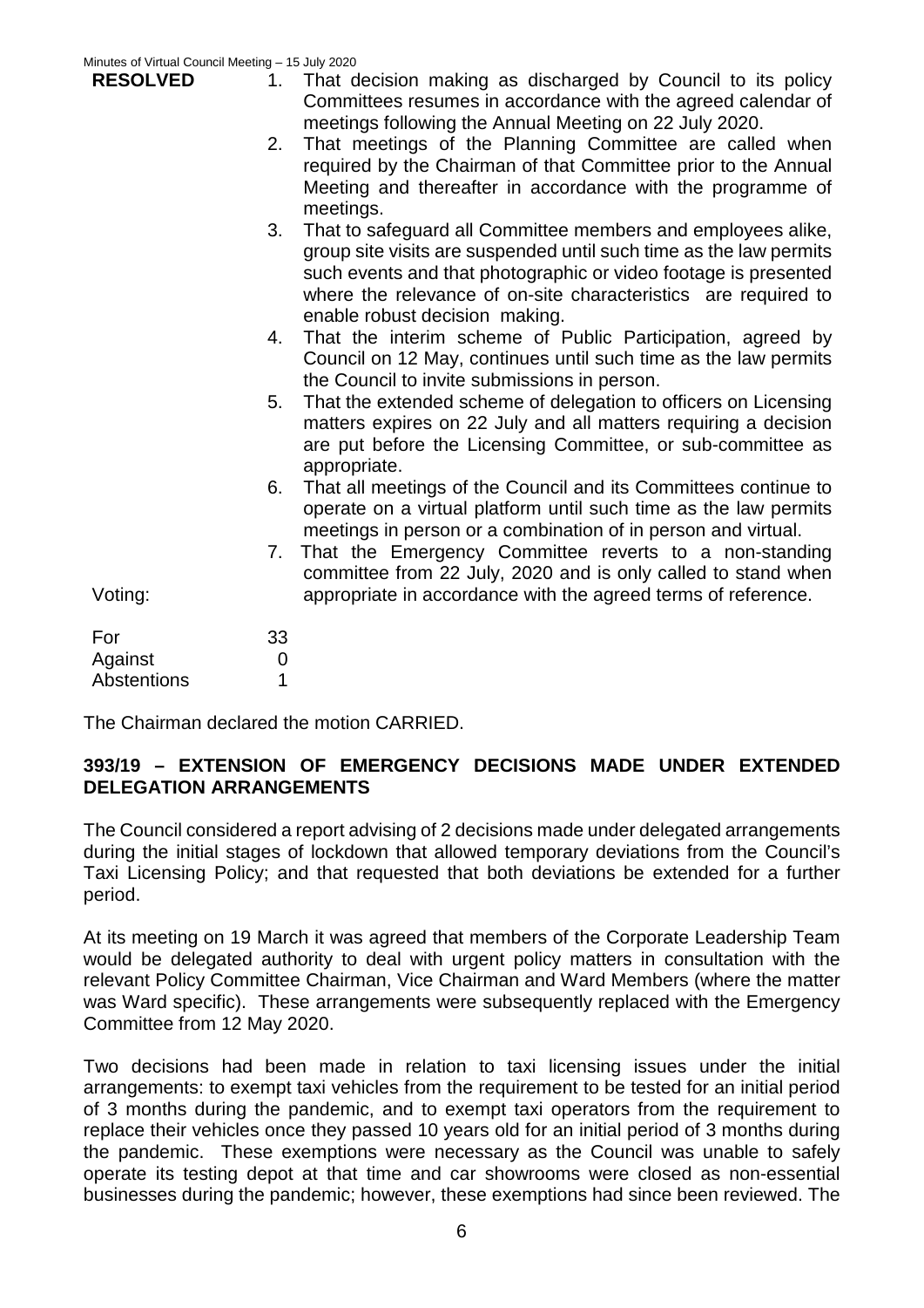**RESOLVED**

1. That decision making as discharged by Council to its policy Committees resumes in accordance with the agreed calendar of meetings following the Annual Meeting on 22 July 2020.
2. That meetings of the Planning Committee are called when required by the Chairman of that Committee prior to the Annual Meeting and thereafter in accordance with the programme of meetings.
3. That to safeguard all Committee members and employees alike, group site visits are suspended until such time as the law permits such events and that photographic or video footage is presented where the relevance of on-site characteristics are required to enable robust decision making.
4. That the interim scheme of Public Participation, agreed by Council on 12 May, continues until such time as the law permits the Council to invite submissions in person.
5. That the extended scheme of delegation to officers on Licensing matters expires on 22 July and all matters requiring a decision are put before the Licensing Committee, or sub-committee as appropriate.
6. That all meetings of the Council and its Committees continue to operate on a virtual platform until such time as the law permits meetings in person or a combination of in person and virtual.
7. That the Emergency Committee reverts to a non-standing committee from 22 July, 2020 and is only called to stand when appropriate in accordance with the agreed terms of reference.

Voting:

| | |
|---|---|
| For | 33 |
| Against | 0 |
| Abstentions | 1 |

The Chairman declared the motion CARRIED.

## 393/19 – EXTENSION OF EMERGENCY DECISIONS MADE UNDER EXTENDED DELEGATION ARRANGEMENTS

The Council considered a report advising of 2 decisions made under delegated arrangements during the initial stages of lockdown that allowed temporary deviations from the Council's Taxi Licensing Policy; and that requested that both deviations be extended for a further period.

At its meeting on 19 March it was agreed that members of the Corporate Leadership Team would be delegated authority to deal with urgent policy matters in consultation with the relevant Policy Committee Chairman, Vice Chairman and Ward Members (where the matter was Ward specific). These arrangements were subsequently replaced with the Emergency Committee from 12 May 2020.

Two decisions had been made in relation to taxi licensing issues under the initial arrangements: to exempt taxi vehicles from the requirement to be tested for an initial period of 3 months during the pandemic, and to exempt taxi operators from the requirement to replace their vehicles once they passed 10 years old for an initial period of 3 months during the pandemic. These exemptions were necessary as the Council was unable to safely operate its testing depot at that time and car showrooms were closed as non-essential businesses during the pandemic; however, these exemptions had since been reviewed. The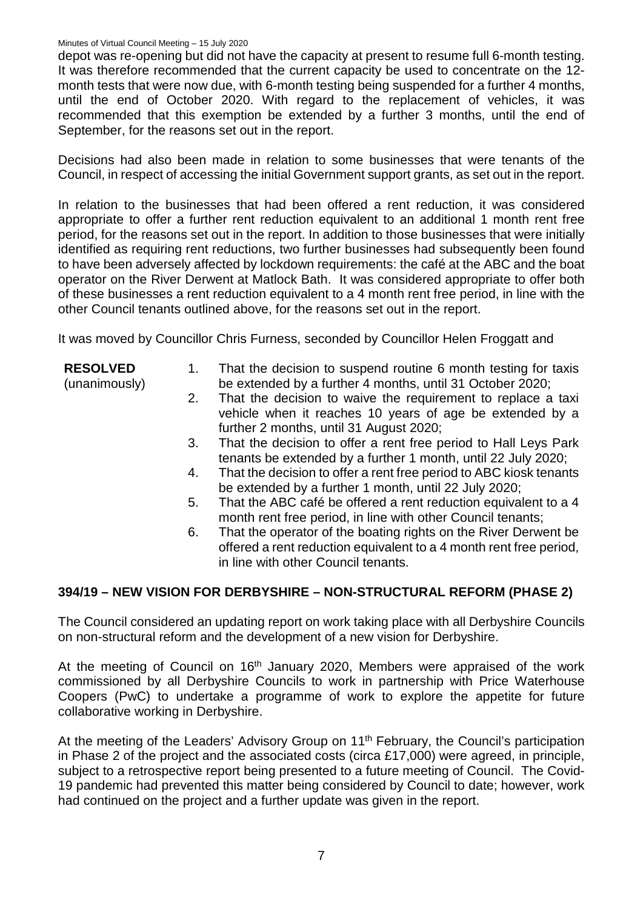depot was re-opening but did not have the capacity at present to resume full 6-month testing. It was therefore recommended that the current capacity be used to concentrate on the 12-month tests that were now due, with 6-month testing being suspended for a further 4 months, until the end of October 2020. With regard to the replacement of vehicles, it was recommended that this exemption be extended by a further 3 months, until the end of September, for the reasons set out in the report.

Decisions had also been made in relation to some businesses that were tenants of the Council, in respect of accessing the initial Government support grants, as set out in the report.

In relation to the businesses that had been offered a rent reduction, it was considered appropriate to offer a further rent reduction equivalent to an additional 1 month rent free period, for the reasons set out in the report. In addition to those businesses that were initially identified as requiring rent reductions, two further businesses had subsequently been found to have been adversely affected by lockdown requirements: the café at the ABC and the boat operator on the River Derwent at Matlock Bath. It was considered appropriate to offer both of these businesses a rent reduction equivalent to a 4 month rent free period, in line with the other Council tenants outlined above, for the reasons set out in the report.

It was moved by Councillor Chris Furness, seconded by Councillor Helen Froggatt and

**RESOLVED** (unanimously)

1. That the decision to suspend routine 6 month testing for taxis be extended by a further 4 months, until 31 October 2020;
2. That the decision to waive the requirement to replace a taxi vehicle when it reaches 10 years of age be extended by a further 2 months, until 31 August 2020;
3. That the decision to offer a rent free period to Hall Leys Park tenants be extended by a further 1 month, until 22 July 2020;
4. That the decision to offer a rent free period to ABC kiosk tenants be extended by a further 1 month, until 22 July 2020;
5. That the ABC café be offered a rent reduction equivalent to a 4 month rent free period, in line with other Council tenants;
6. That the operator of the boating rights on the River Derwent be offered a rent reduction equivalent to a 4 month rent free period, in line with other Council tenants.

## 394/19 – NEW VISION FOR DERBYSHIRE – NON-STRUCTURAL REFORM (PHASE 2)

The Council considered an updating report on work taking place with all Derbyshire Councils on non-structural reform and the development of a new vision for Derbyshire.

At the meeting of Council on 16th January 2020, Members were appraised of the work commissioned by all Derbyshire Councils to work in partnership with Price Waterhouse Coopers (PwC) to undertake a programme of work to explore the appetite for future collaborative working in Derbyshire.

At the meeting of the Leaders' Advisory Group on 11th February, the Council's participation in Phase 2 of the project and the associated costs (circa £17,000) were agreed, in principle, subject to a retrospective report being presented to a future meeting of Council. The Covid-19 pandemic had prevented this matter being considered by Council to date; however, work had continued on the project and a further update was given in the report.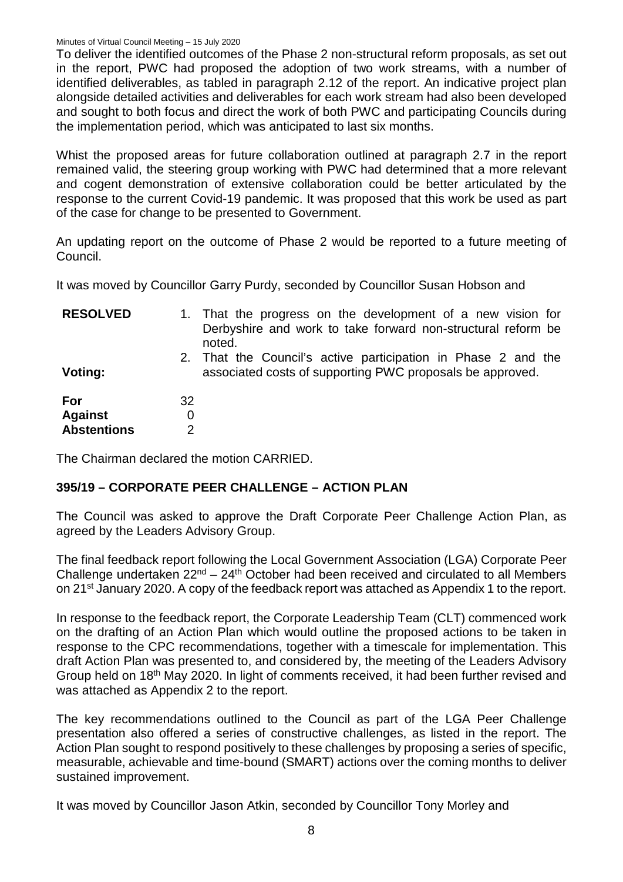To deliver the identified outcomes of the Phase 2 non-structural reform proposals, as set out in the report, PWC had proposed the adoption of two work streams, with a number of identified deliverables, as tabled in paragraph 2.12 of the report. An indicative project plan alongside detailed activities and deliverables for each work stream had also been developed and sought to both focus and direct the work of both PWC and participating Councils during the implementation period, which was anticipated to last six months.

Whist the proposed areas for future collaboration outlined at paragraph 2.7 in the report remained valid, the steering group working with PWC had determined that a more relevant and cogent demonstration of extensive collaboration could be better articulated by the response to the current Covid-19 pandemic. It was proposed that this work be used as part of the case for change to be presented to Government.

An updating report on the outcome of Phase 2 would be reported to a future meeting of Council.

It was moved by Councillor Garry Purdy, seconded by Councillor Susan Hobson and

**RESOLVED**

1. That the progress on the development of a new vision for Derbyshire and work to take forward non-structural reform be noted.
2. That the Council's active participation in Phase 2 and the associated costs of supporting PWC proposals be approved.

**Voting:**

| | |
|---|---|
| **For** | 32 |
| **Against** | 0 |
| **Abstentions** | 2 |

The Chairman declared the motion CARRIED.

## 395/19 – CORPORATE PEER CHALLENGE – ACTION PLAN

The Council was asked to approve the Draft Corporate Peer Challenge Action Plan, as agreed by the Leaders Advisory Group.

The final feedback report following the Local Government Association (LGA) Corporate Peer Challenge undertaken 22nd – 24th October had been received and circulated to all Members on 21st January 2020. A copy of the feedback report was attached as Appendix 1 to the report.

In response to the feedback report, the Corporate Leadership Team (CLT) commenced work on the drafting of an Action Plan which would outline the proposed actions to be taken in response to the CPC recommendations, together with a timescale for implementation. This draft Action Plan was presented to, and considered by, the meeting of the Leaders Advisory Group held on 18th May 2020. In light of comments received, it had been further revised and was attached as Appendix 2 to the report.

The key recommendations outlined to the Council as part of the LGA Peer Challenge presentation also offered a series of constructive challenges, as listed in the report. The Action Plan sought to respond positively to these challenges by proposing a series of specific, measurable, achievable and time-bound (SMART) actions over the coming months to deliver sustained improvement.

It was moved by Councillor Jason Atkin, seconded by Councillor Tony Morley and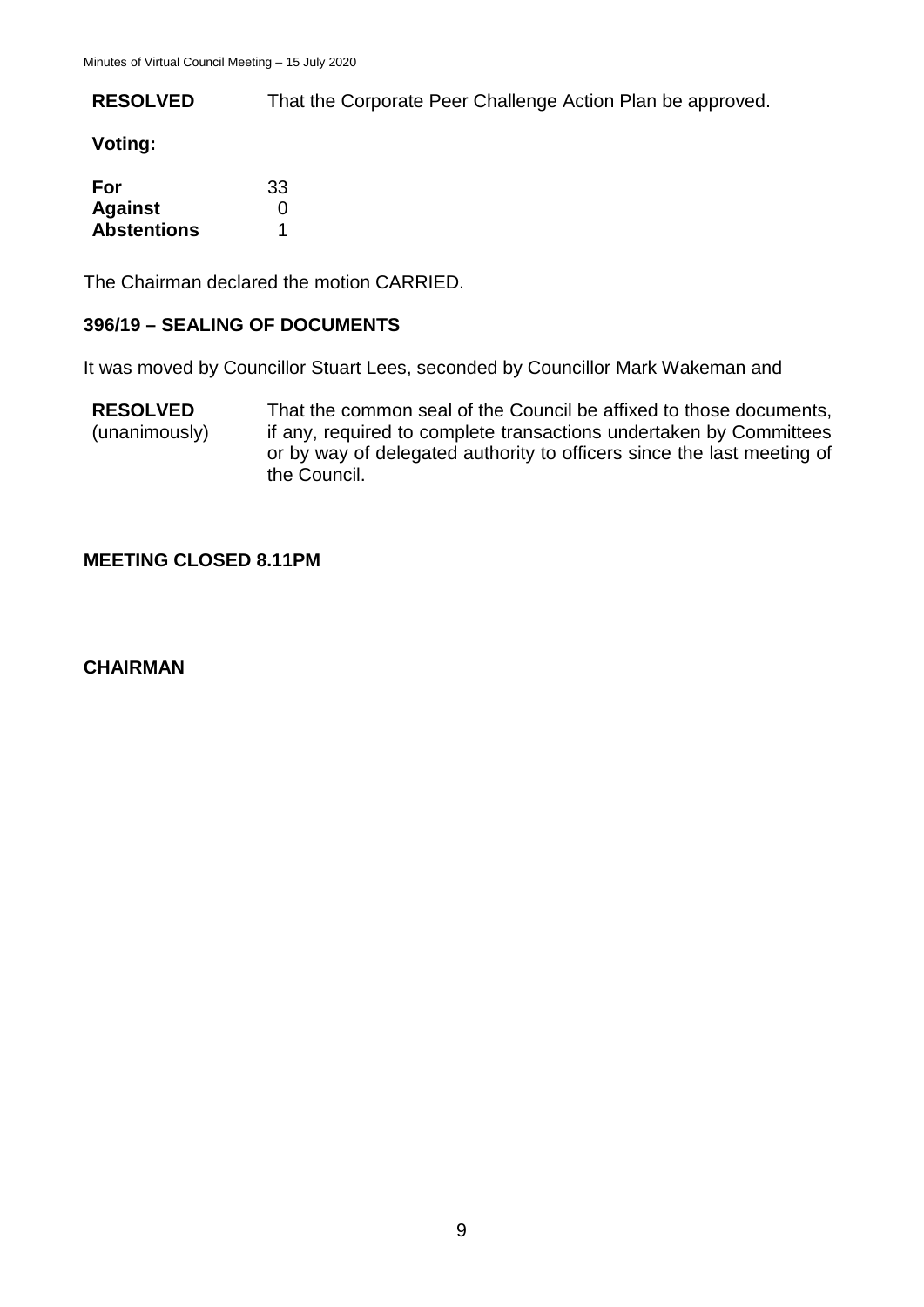**RESOLVED** That the Corporate Peer Challenge Action Plan be approved.

**Voting:**

| | |
|---|---|
| **For** | 33 |
| **Against** | 0 |
| **Abstentions** | 1 |

The Chairman declared the motion CARRIED.

### 396/19 – SEALING OF DOCUMENTS

It was moved by Councillor Stuart Lees, seconded by Councillor Mark Wakeman and

**RESOLVED** (unanimously) That the common seal of the Council be affixed to those documents, if any, required to complete transactions undertaken by Committees or by way of delegated authority to officers since the last meeting of the Council.

**MEETING CLOSED 8.11PM**

**CHAIRMAN**